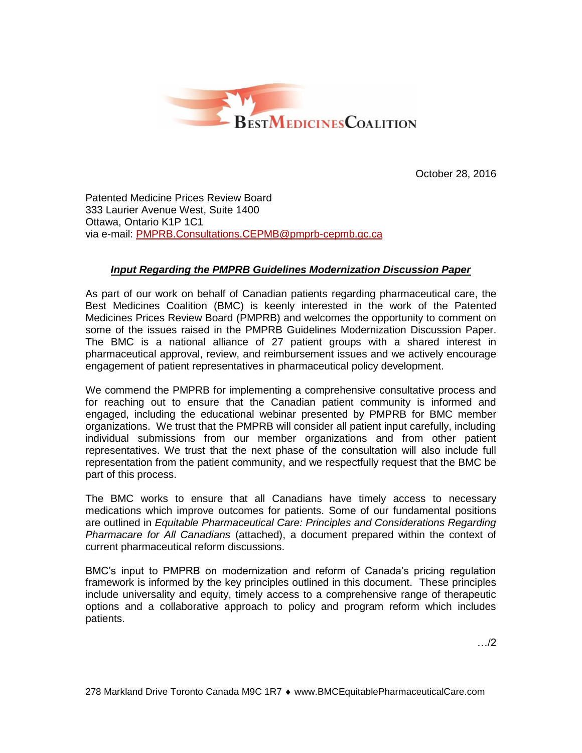BEST MEDICINES COALITION

October 28, 2016

Patented Medicine Prices Review Board
333 Laurier Avenue West, Suite 1400
Ottawa, Ontario K1P 1C1
via e-mail: PMPRB.Consultations.CEPMB@pmprb-cepmb.gc.ca

***Input Regarding the PMPRB Guidelines Modernization Discussion Paper***

As part of our work on behalf of Canadian patients regarding pharmaceutical care, the Best Medicines Coalition (BMC) is keenly interested in the work of the Patented Medicines Prices Review Board (PMPRB) and welcomes the opportunity to comment on some of the issues raised in the PMPRB Guidelines Modernization Discussion Paper. The BMC is a national alliance of 27 patient groups with a shared interest in pharmaceutical approval, review, and reimbursement issues and we actively encourage engagement of patient representatives in pharmaceutical policy development.

We commend the PMPRB for implementing a comprehensive consultative process and for reaching out to ensure that the Canadian patient community is informed and engaged, including the educational webinar presented by PMPRB for BMC member organizations. We trust that the PMPRB will consider all patient input carefully, including individual submissions from our member organizations and from other patient representatives. We trust that the next phase of the consultation will also include full representation from the patient community, and we respectfully request that the BMC be part of this process.

The BMC works to ensure that all Canadians have timely access to necessary medications which improve outcomes for patients. Some of our fundamental positions are outlined in *Equitable Pharmaceutical Care: Principles and Considerations Regarding Pharmacare for All Canadians* (attached), a document prepared within the context of current pharmaceutical reform discussions.

BMC's input to PMPRB on modernization and reform of Canada's pricing regulation framework is informed by the key principles outlined in this document. These principles include universality and equity, timely access to a comprehensive range of therapeutic options and a collaborative approach to policy and program reform which includes patients.

…/2

278 Markland Drive Toronto Canada M9C 1R7 ♦ www.BMCEquitablePharmaceuticalCare.com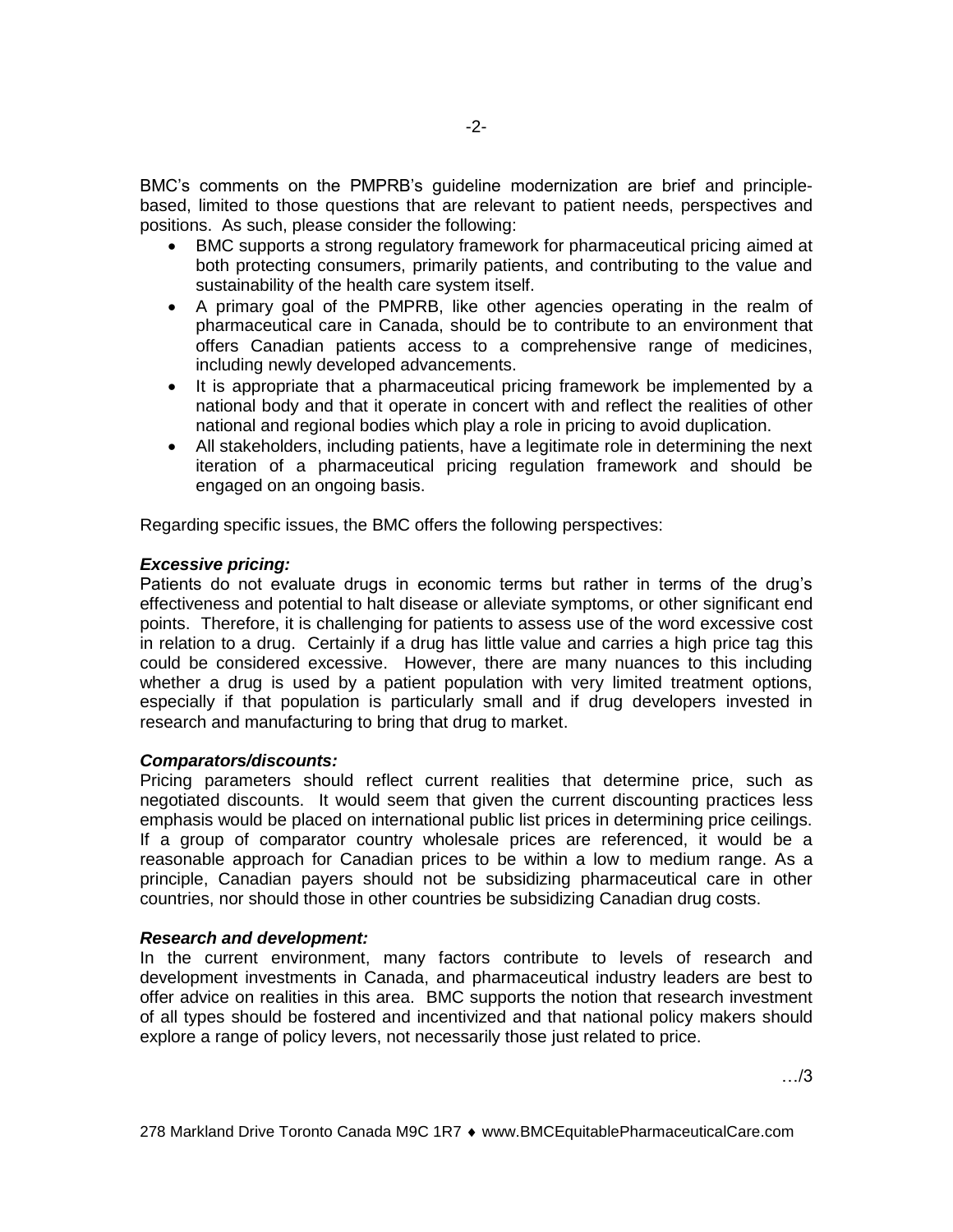BMC's comments on the PMPRB's guideline modernization are brief and principle-based, limited to those questions that are relevant to patient needs, perspectives and positions. As such, please consider the following:

- BMC supports a strong regulatory framework for pharmaceutical pricing aimed at both protecting consumers, primarily patients, and contributing to the value and sustainability of the health care system itself.
- A primary goal of the PMPRB, like other agencies operating in the realm of pharmaceutical care in Canada, should be to contribute to an environment that offers Canadian patients access to a comprehensive range of medicines, including newly developed advancements.
- It is appropriate that a pharmaceutical pricing framework be implemented by a national body and that it operate in concert with and reflect the realities of other national and regional bodies which play a role in pricing to avoid duplication.
- All stakeholders, including patients, have a legitimate role in determining the next iteration of a pharmaceutical pricing regulation framework and should be engaged on an ongoing basis.

Regarding specific issues, the BMC offers the following perspectives:

***Excessive pricing:***
Patients do not evaluate drugs in economic terms but rather in terms of the drug's effectiveness and potential to halt disease or alleviate symptoms, or other significant end points. Therefore, it is challenging for patients to assess use of the word excessive cost in relation to a drug. Certainly if a drug has little value and carries a high price tag this could be considered excessive. However, there are many nuances to this including whether a drug is used by a patient population with very limited treatment options, especially if that population is particularly small and if drug developers invested in research and manufacturing to bring that drug to market.

***Comparators/discounts:***
Pricing parameters should reflect current realities that determine price, such as negotiated discounts. It would seem that given the current discounting practices less emphasis would be placed on international public list prices in determining price ceilings. If a group of comparator country wholesale prices are referenced, it would be a reasonable approach for Canadian prices to be within a low to medium range. As a principle, Canadian payers should not be subsidizing pharmaceutical care in other countries, nor should those in other countries be subsidizing Canadian drug costs.

***Research and development:***
In the current environment, many factors contribute to levels of research and development investments in Canada, and pharmaceutical industry leaders are best to offer advice on realities in this area. BMC supports the notion that research investment of all types should be fostered and incentivized and that national policy makers should explore a range of policy levers, not necessarily those just related to price.

…/3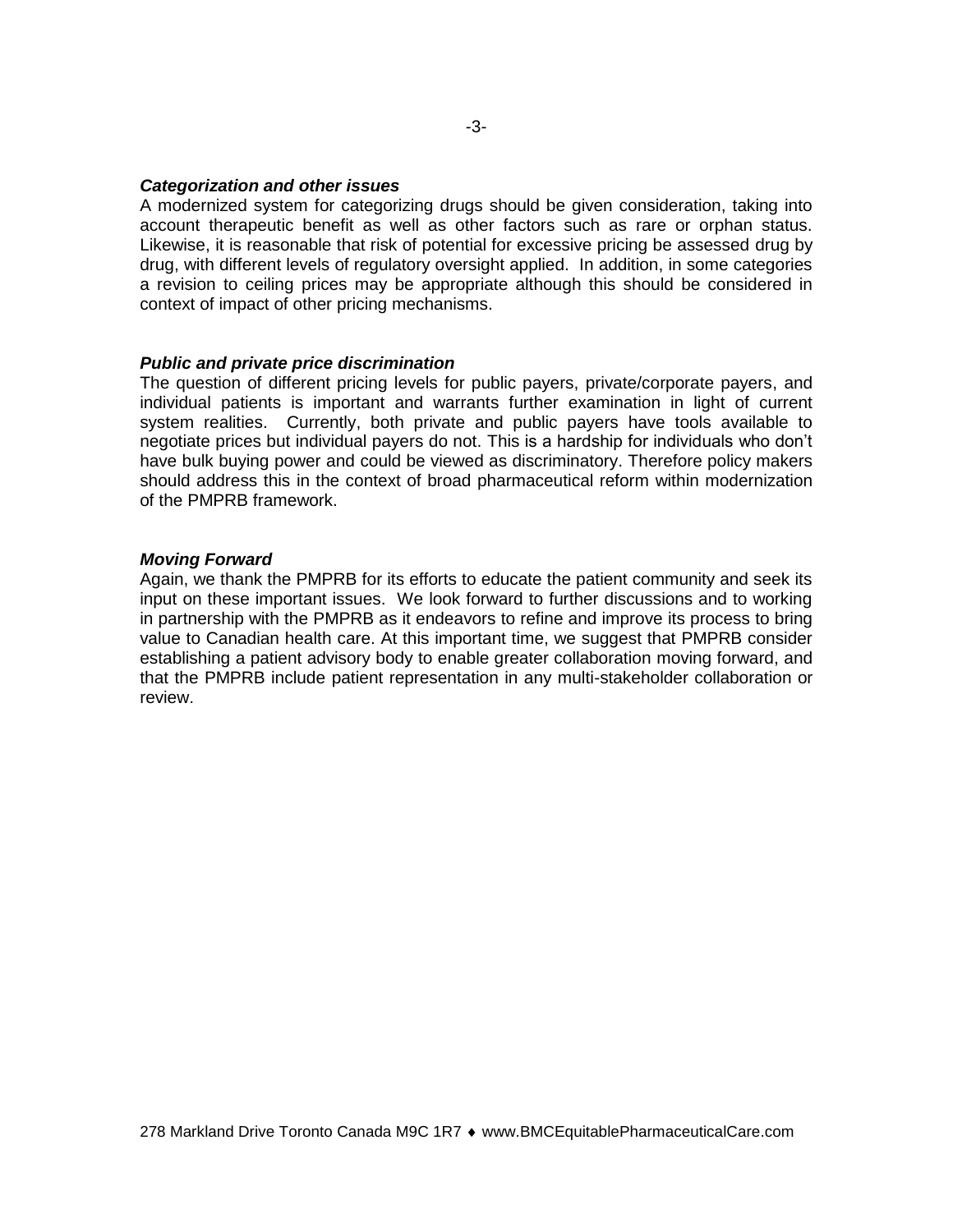***Categorization and other issues***

A modernized system for categorizing drugs should be given consideration, taking into account therapeutic benefit as well as other factors such as rare or orphan status. Likewise, it is reasonable that risk of potential for excessive pricing be assessed drug by drug, with different levels of regulatory oversight applied. In addition, in some categories a revision to ceiling prices may be appropriate although this should be considered in context of impact of other pricing mechanisms.

***Public and private price discrimination***

The question of different pricing levels for public payers, private/corporate payers, and individual patients is important and warrants further examination in light of current system realities. Currently, both private and public payers have tools available to negotiate prices but individual payers do not. This is a hardship for individuals who don't have bulk buying power and could be viewed as discriminatory. Therefore policy makers should address this in the context of broad pharmaceutical reform within modernization of the PMPRB framework.

***Moving Forward***

Again, we thank the PMPRB for its efforts to educate the patient community and seek its input on these important issues. We look forward to further discussions and to working in partnership with the PMPRB as it endeavors to refine and improve its process to bring value to Canadian health care. At this important time, we suggest that PMPRB consider establishing a patient advisory body to enable greater collaboration moving forward, and that the PMPRB include patient representation in any multi-stakeholder collaboration or review.